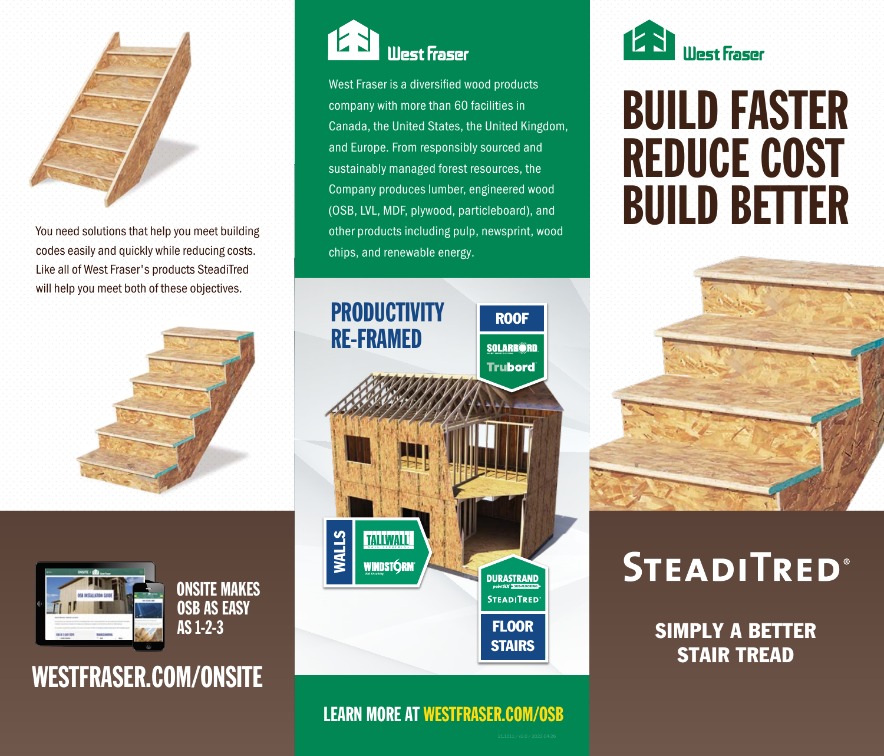You need solutions that help you meet building codes easily and quickly while reducing costs. Like all of West Fraser's products SteadiTred will help you meet both of these objectives.

**ONSITE MAKES OSB AS EASY AS 1-2-3**

## WESTFRASER.COM/ONSITE

West Fraser

West Fraser is a diversified wood products company with more than 60 facilities in Canada, the United States, the United Kingdom, and Europe. From responsibly sourced and sustainably managed forest resources, the Company produces lumber, engineered wood (OSB, LVL, MDF, plywood, particleboard), and other products including pulp, newsprint, wood chips, and renewable energy.

## PRODUCTIVITY RE-FRAMED

**ROOF**
- SOLARBORD
- Trubord

**WALLS**
- TALLWALL
- WINDSTORM

**FLOOR STAIRS**
- DURASTRAND
- STEADITRED

**LEARN MORE AT WESTFRASER.COM/OSB**

21.1013 / v2.0 / 2022-04-26

West Fraser

# BUILD FASTER REDUCE COST BUILD BETTER

# STEADITRED®

## SIMPLY A BETTER STAIR TREAD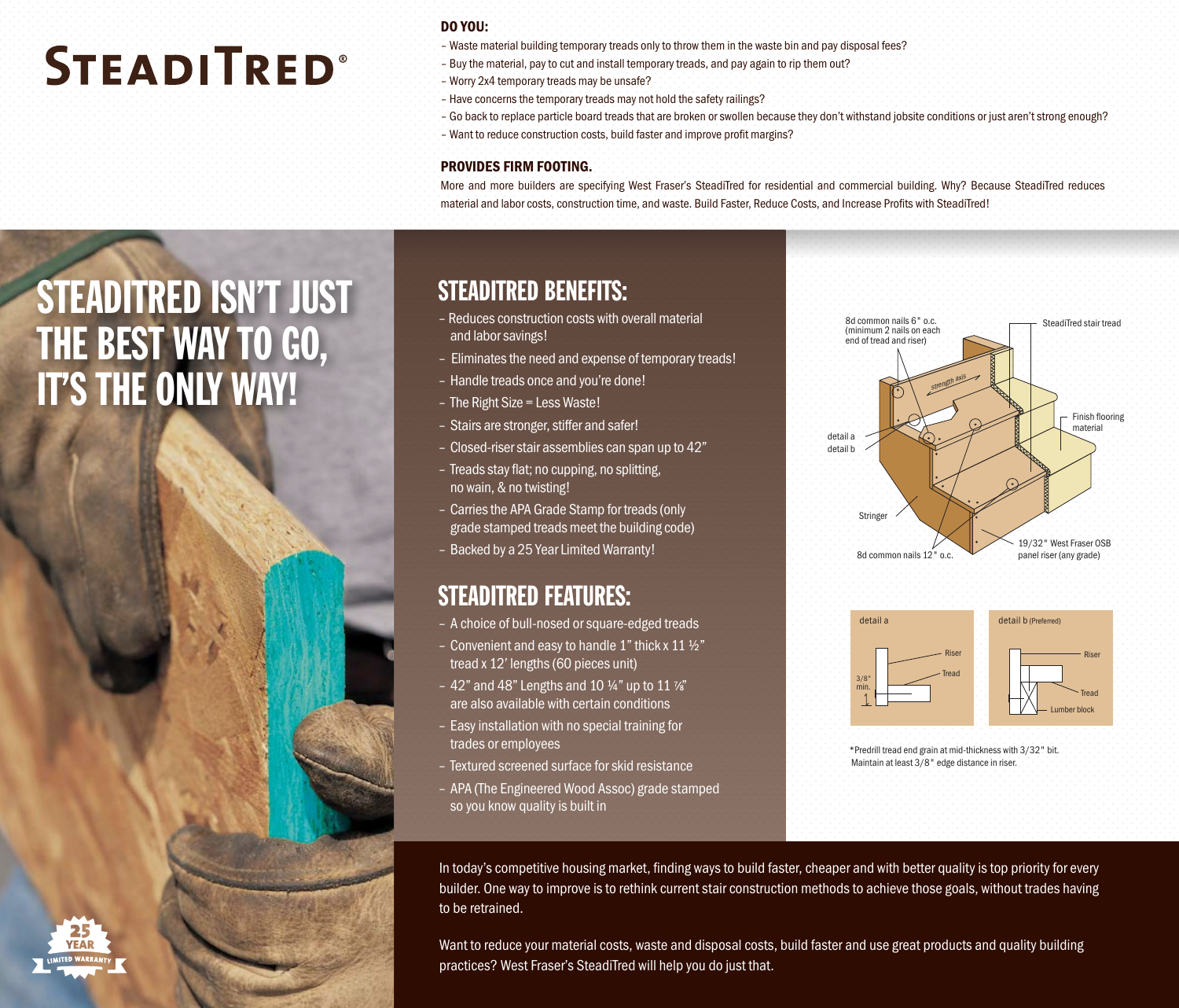# SteadiTred®

**DO YOU:**

- Waste material building temporary treads only to throw them in the waste bin and pay disposal fees?
- Buy the material, pay to cut and install temporary treads, and pay again to rip them out?
- Worry 2x4 temporary treads may be unsafe?
- Have concerns the temporary treads may not hold the safety railings?
- Go back to replace particle board treads that are broken or swollen because they don't withstand jobsite conditions or just aren't strong enough?
- Want to reduce construction costs, build faster and improve profit margins?

**PROVIDES FIRM FOOTING.**

More and more builders are specifying West Fraser's SteadiTred for residential and commercial building. Why? Because SteadiTred reduces material and labor costs, construction time, and waste. Build Faster, Reduce Costs, and Increase Profits with SteadiTred!

# STEADITRED ISN'T JUST THE BEST WAY TO GO, IT'S THE ONLY WAY!

## STEADITRED BENEFITS:

- Reduces construction costs with overall material and labor savings!
- Eliminates the need and expense of temporary treads!
- Handle treads once and you're done!
- The Right Size = Less Waste!
- Stairs are stronger, stiffer and safer!
- Closed-riser stair assemblies can span up to 42"
- Treads stay flat; no cupping, no splitting, no wain, & no twisting!
- Carries the APA Grade Stamp for treads (only grade stamped treads meet the building code)
- Backed by a 25 Year Limited Warranty!

## STEADITRED FEATURES:

- A choice of bull-nosed or square-edged treads
- Convenient and easy to handle 1" thick x 11 ½" tread x 12' lengths (60 pieces unit)
- 42" and 48" Lengths and 10 ¼" up to 11 ⅞" are also available with certain conditions
- Easy installation with no special training for trades or employees
- Textured screened surface for skid resistance
- APA (The Engineered Wood Assoc) grade stamped so you know quality is built in

8d common nails 6" o.c. (minimum 2 nails on each end of tread and riser)

SteadiTred stair tread

strength axis

Finish flooring material

detail a

detail b

Stringer

8d common nails 12" o.c.

19/32" West Fraser OSB panel riser (any grade)

detail a

Riser

Tread

3/8" min.

detail b (Preferred)

Riser

Tread

Lumber block

*Predrill tread end grain at mid-thickness with 3/32" bit. Maintain at least 3/8" edge distance in riser.

In today's competitive housing market, finding ways to build faster, cheaper and with better quality is top priority for every builder. One way to improve is to rethink current stair construction methods to achieve those goals, without trades having to be retrained.

Want to reduce your material costs, waste and disposal costs, build faster and use great products and quality building practices? West Fraser's SteadiTred will help you do just that.

25 YEAR LIMITED WARRANTY